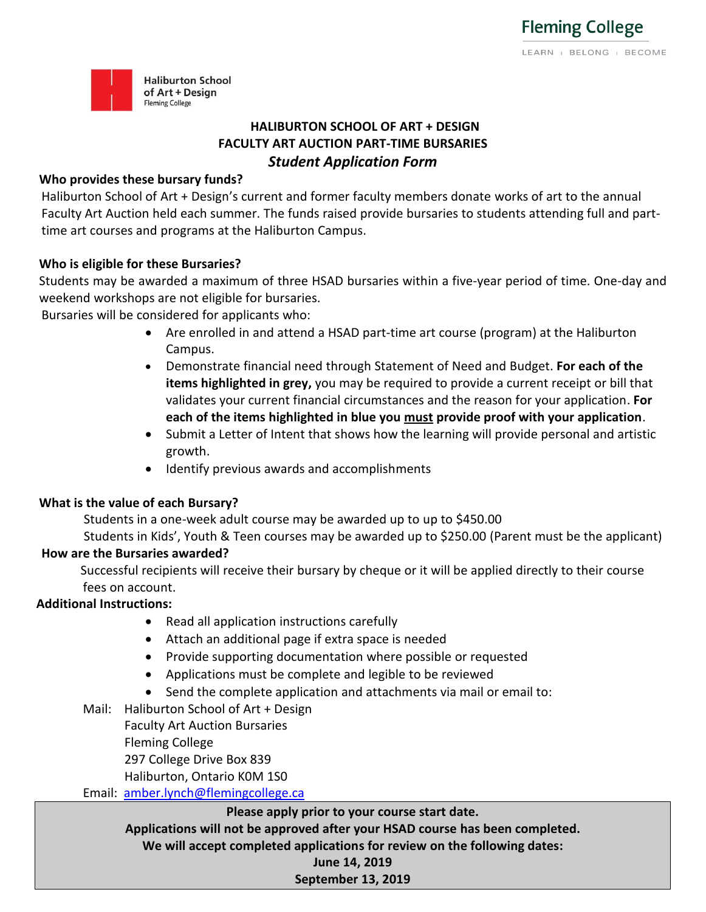Fleming College

LEARN | BELONG | BECOME

Haliburton School of Art + Design
Fleming College

# HALIBURTON SCHOOL OF ART + DESIGN
# FACULTY ART AUCTION PART-TIME BURSARIES
## *Student Application Form*

**Who provides these bursary funds?**

Haliburton School of Art + Design's current and former faculty members donate works of art to the annual Faculty Art Auction held each summer. The funds raised provide bursaries to students attending full and part-time art courses and programs at the Haliburton Campus.

**Who is eligible for these Bursaries?**

Students may be awarded a maximum of three HSAD bursaries within a five-year period of time. One-day and weekend workshops are not eligible for bursaries.

Bursaries will be considered for applicants who:

- Are enrolled in and attend a HSAD part-time art course (program) at the Haliburton Campus.
- Demonstrate financial need through Statement of Need and Budget. **For each of the items highlighted in grey,** you may be required to provide a current receipt or bill that validates your current financial circumstances and the reason for your application. **For each of the items highlighted in blue you must provide proof with your application**.
- Submit a Letter of Intent that shows how the learning will provide personal and artistic growth.
- Identify previous awards and accomplishments

**What is the value of each Bursary?**

Students in a one-week adult course may be awarded up to up to $450.00

Students in Kids', Youth & Teen courses may be awarded up to $250.00 (Parent must be the applicant)

**How are the Bursaries awarded?**

Successful recipients will receive their bursary by cheque or it will be applied directly to their course fees on account.

**Additional Instructions:**

- Read all application instructions carefully
- Attach an additional page if extra space is needed
- Provide supporting documentation where possible or requested
- Applications must be complete and legible to be reviewed
- Send the complete application and attachments via mail or email to:

Mail: Haliburton School of Art + Design
Faculty Art Auction Bursaries
Fleming College
297 College Drive Box 839
Haliburton, Ontario K0M 1S0

Email: amber.lynch@flemingcollege.ca

**Please apply prior to your course start date.**
**Applications will not be approved after your HSAD course has been completed.**
**We will accept completed applications for review on the following dates:**
**June 14, 2019**
**September 13, 2019**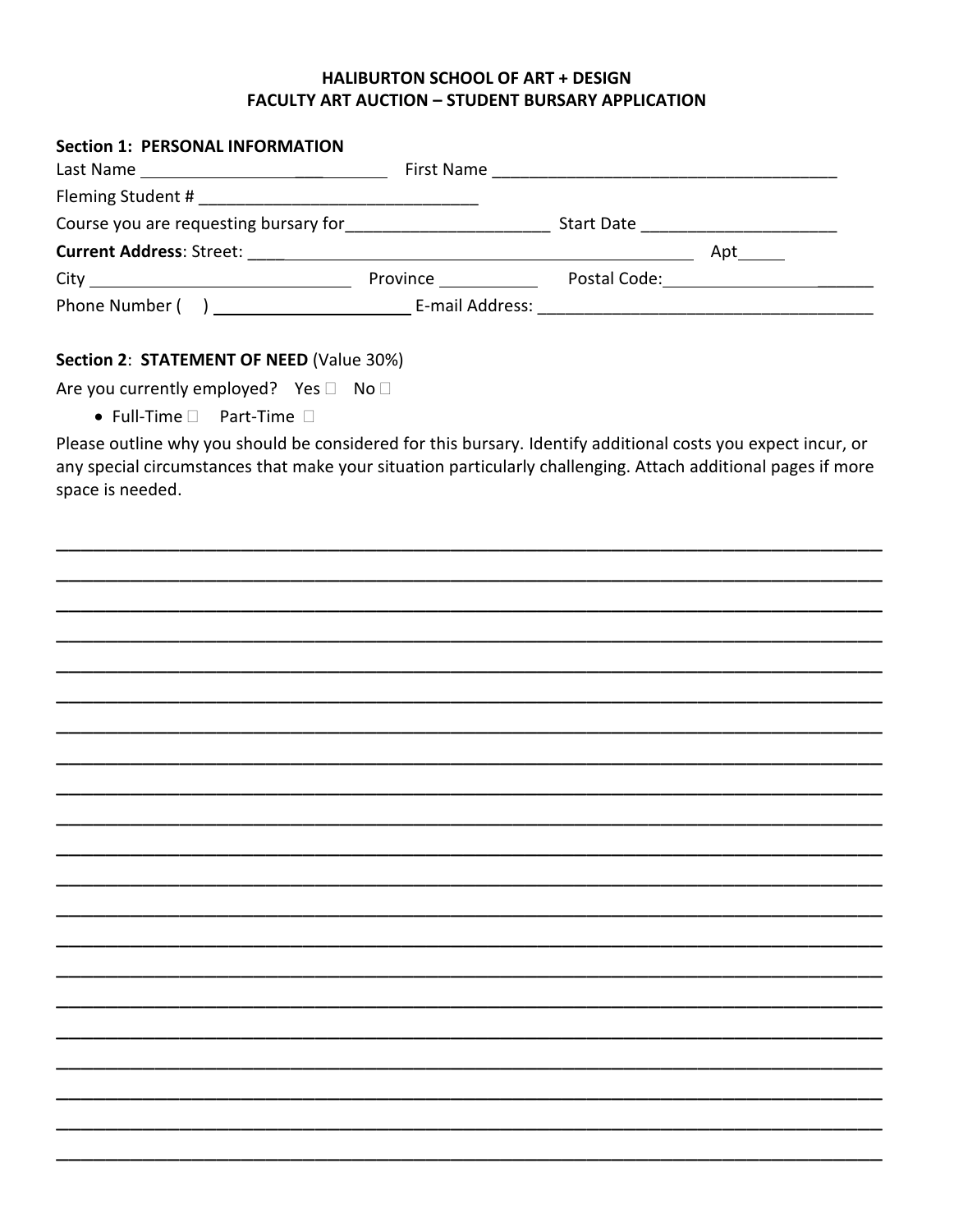**HALIBURTON SCHOOL OF ART + DESIGN**
**FACULTY ART AUCTION – STUDENT BURSARY APPLICATION**

**Section 1: PERSONAL INFORMATION**

Last Name ______________________ First Name ______________________________________

Fleming Student # ______________________________

Course you are requesting bursary for______________________ Start Date _____________________

**Current Address**: Street: ____________________________________________ Apt_____

City ____________________________ Province __________ Postal Code:_______________________

Phone Number ( ) ____________________ E-mail Address: ___________________________________

**Section 2**: **STATEMENT OF NEED** (Value 30%)

Are you currently employed? Yes ☐ No ☐

- Full-Time ☐ Part-Time ☐

Please outline why you should be considered for this bursary. Identify additional costs you expect incur, or any special circumstances that make your situation particularly challenging. Attach additional pages if more space is needed.

_____________________________________________________________________________________

_____________________________________________________________________________________

_____________________________________________________________________________________

_____________________________________________________________________________________

_____________________________________________________________________________________

_____________________________________________________________________________________

_____________________________________________________________________________________

_____________________________________________________________________________________

_____________________________________________________________________________________

_____________________________________________________________________________________

_____________________________________________________________________________________

_____________________________________________________________________________________

_____________________________________________________________________________________

_____________________________________________________________________________________

_____________________________________________________________________________________

_____________________________________________________________________________________

_____________________________________________________________________________________

_____________________________________________________________________________________

_____________________________________________________________________________________

_____________________________________________________________________________________

_____________________________________________________________________________________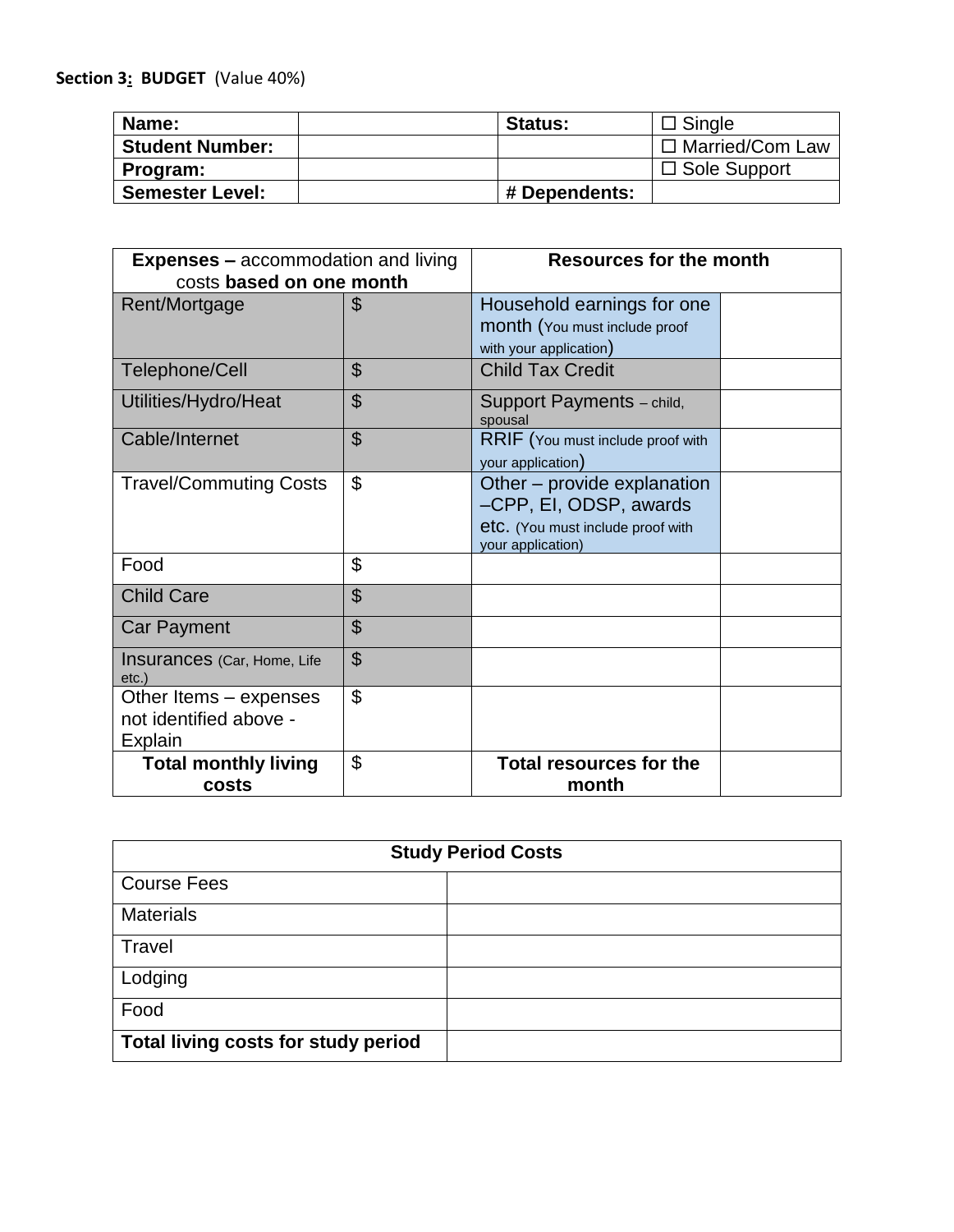**Section 3: BUDGET** (Value 40%)

| **Name:** | | **Status:** | ☐ Single |
|---|---|---|---|
| **Student Number:** | | | ☐ Married/Com Law |
| **Program:** | | | ☐ Sole Support |
| **Semester Level:** | | **# Dependents:** | |

| **Expenses –** accommodation and living costs **based on one month** | | **Resources for the month** | |
|---|---|---|---|
| Rent/Mortgage | $ | Household earnings for one month (You must include proof with your application) | |
| Telephone/Cell | $ | Child Tax Credit | |
| Utilities/Hydro/Heat | $ | Support Payments – child, spousal | |
| Cable/Internet | $ | RRIF (You must include proof with your application) | |
| Travel/Commuting Costs | $ | Other – provide explanation –CPP, EI, ODSP, awards etc. (You must include proof with your application) | |
| Food | $ | | |
| Child Care | $ | | |
| Car Payment | $ | | |
| Insurances (Car, Home, Life etc.) | $ | | |
| Other Items – expenses not identified above - Explain | $ | | |
| **Total monthly living costs** | $ | **Total resources for the month** | |

| **Study Period Costs** | |
|---|---|
| Course Fees | |
| Materials | |
| Travel | |
| Lodging | |
| Food | |
| **Total living costs for study period** | |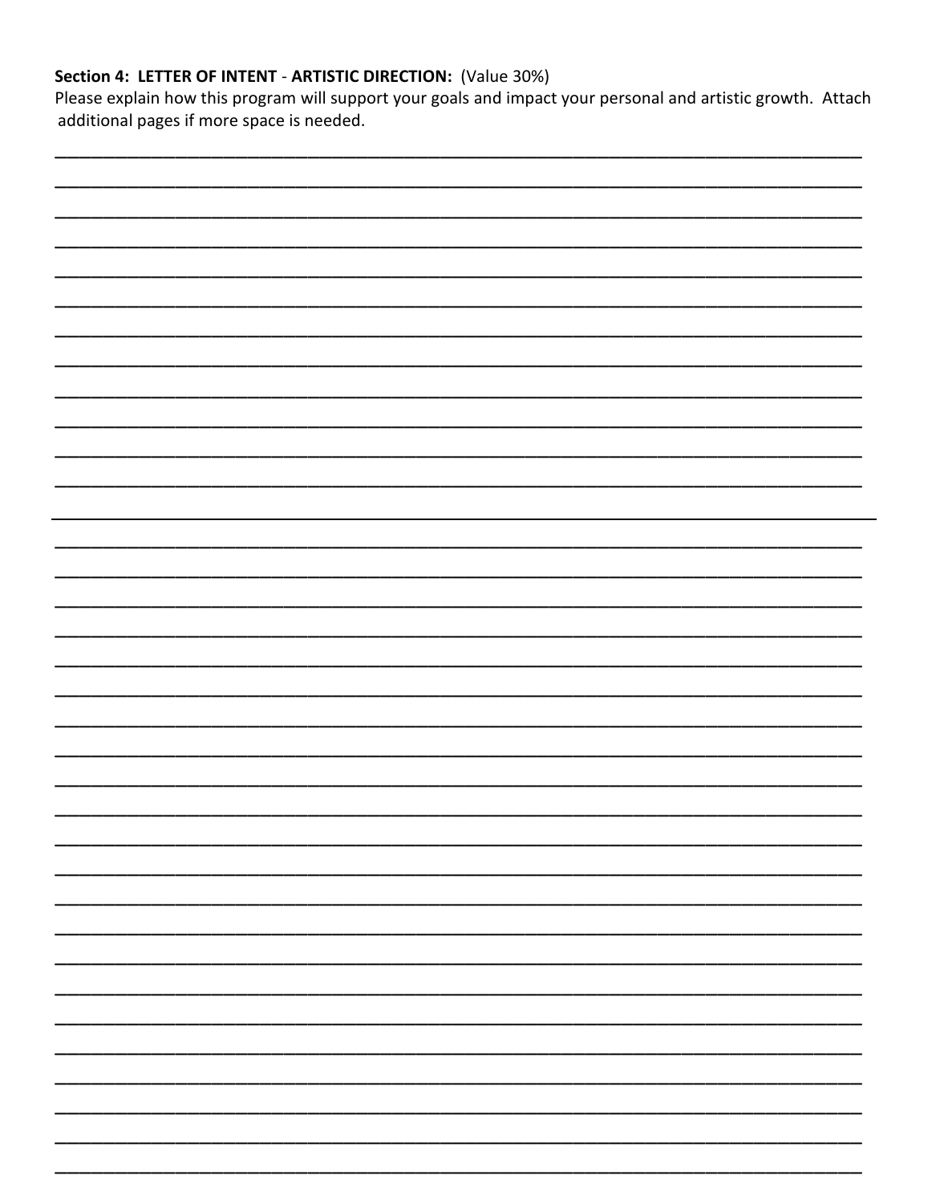**Section 4: LETTER OF INTENT - ARTISTIC DIRECTION:** (Value 30%)

Please explain how this program will support your goals and impact your personal and artistic growth. Attach additional pages if more space is needed.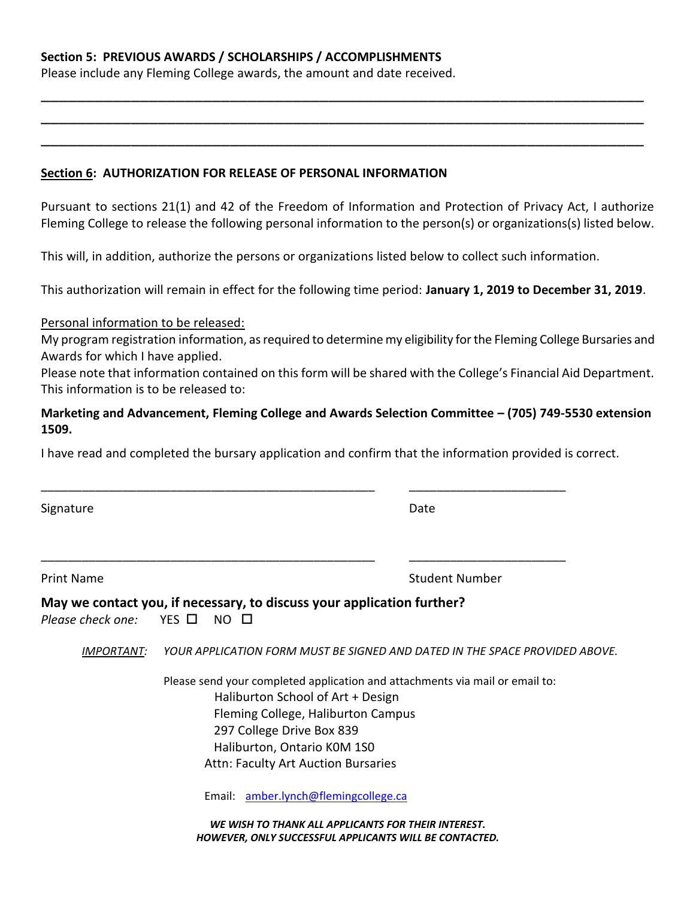**Section 5: PREVIOUS AWARDS / SCHOLARSHIPS / ACCOMPLISHMENTS**

Please include any Fleming College awards, the amount and date received.

\_\_\_\_\_\_\_\_\_\_\_\_\_\_\_\_\_\_\_\_\_\_\_\_\_\_\_\_\_\_\_\_\_\_\_\_\_\_\_\_\_\_\_\_\_\_\_\_\_\_\_\_\_\_\_\_\_\_\_\_\_\_\_\_\_\_\_\_\_\_\_\_\_\_\_\_\_\_

\_\_\_\_\_\_\_\_\_\_\_\_\_\_\_\_\_\_\_\_\_\_\_\_\_\_\_\_\_\_\_\_\_\_\_\_\_\_\_\_\_\_\_\_\_\_\_\_\_\_\_\_\_\_\_\_\_\_\_\_\_\_\_\_\_\_\_\_\_\_\_\_\_\_\_\_\_\_

\_\_\_\_\_\_\_\_\_\_\_\_\_\_\_\_\_\_\_\_\_\_\_\_\_\_\_\_\_\_\_\_\_\_\_\_\_\_\_\_\_\_\_\_\_\_\_\_\_\_\_\_\_\_\_\_\_\_\_\_\_\_\_\_\_\_\_\_\_\_\_\_\_\_\_\_\_\_

**Section 6: AUTHORIZATION FOR RELEASE OF PERSONAL INFORMATION**

Pursuant to sections 21(1) and 42 of the Freedom of Information and Protection of Privacy Act, I authorize Fleming College to release the following personal information to the person(s) or organizations(s) listed below.

This will, in addition, authorize the persons or organizations listed below to collect such information.

This authorization will remain in effect for the following time period: **January 1, 2019 to December 31, 2019**.

Personal information to be released:

My program registration information, as required to determine my eligibility for the Fleming College Bursaries and Awards for which I have applied.

Please note that information contained on this form will be shared with the College's Financial Aid Department.

This information is to be released to:

**Marketing and Advancement, Fleming College and Awards Selection Committee – (705) 749-5530 extension 1509.**

I have read and completed the bursary application and confirm that the information provided is correct.

\_\_\_\_\_\_\_\_\_\_\_\_\_\_\_\_\_\_\_\_\_\_\_\_\_\_\_\_\_\_\_\_\_\_\_\_\_\_\_\_ \_\_\_\_\_\_\_\_\_\_\_\_\_\_\_\_\_\_\_\_

Signature Date

\_\_\_\_\_\_\_\_\_\_\_\_\_\_\_\_\_\_\_\_\_\_\_\_\_\_\_\_\_\_\_\_\_\_\_\_\_\_\_\_ \_\_\_\_\_\_\_\_\_\_\_\_\_\_\_\_\_\_\_\_

Print Name Student Number

**May we contact you, if necessary, to discuss your application further?**

*Please check one:* YES ☐ NO ☐

*IMPORTANT: YOUR APPLICATION FORM MUST BE SIGNED AND DATED IN THE SPACE PROVIDED ABOVE.*

Please send your completed application and attachments via mail or email to:

Haliburton School of Art + Design
Fleming College, Haliburton Campus
297 College Drive Box 839
Haliburton, Ontario K0M 1S0
Attn: Faculty Art Auction Bursaries

Email: amber.lynch@flemingcollege.ca

***WE WISH TO THANK ALL APPLICANTS FOR THEIR INTEREST.***
***HOWEVER, ONLY SUCCESSFUL APPLICANTS WILL BE CONTACTED.***